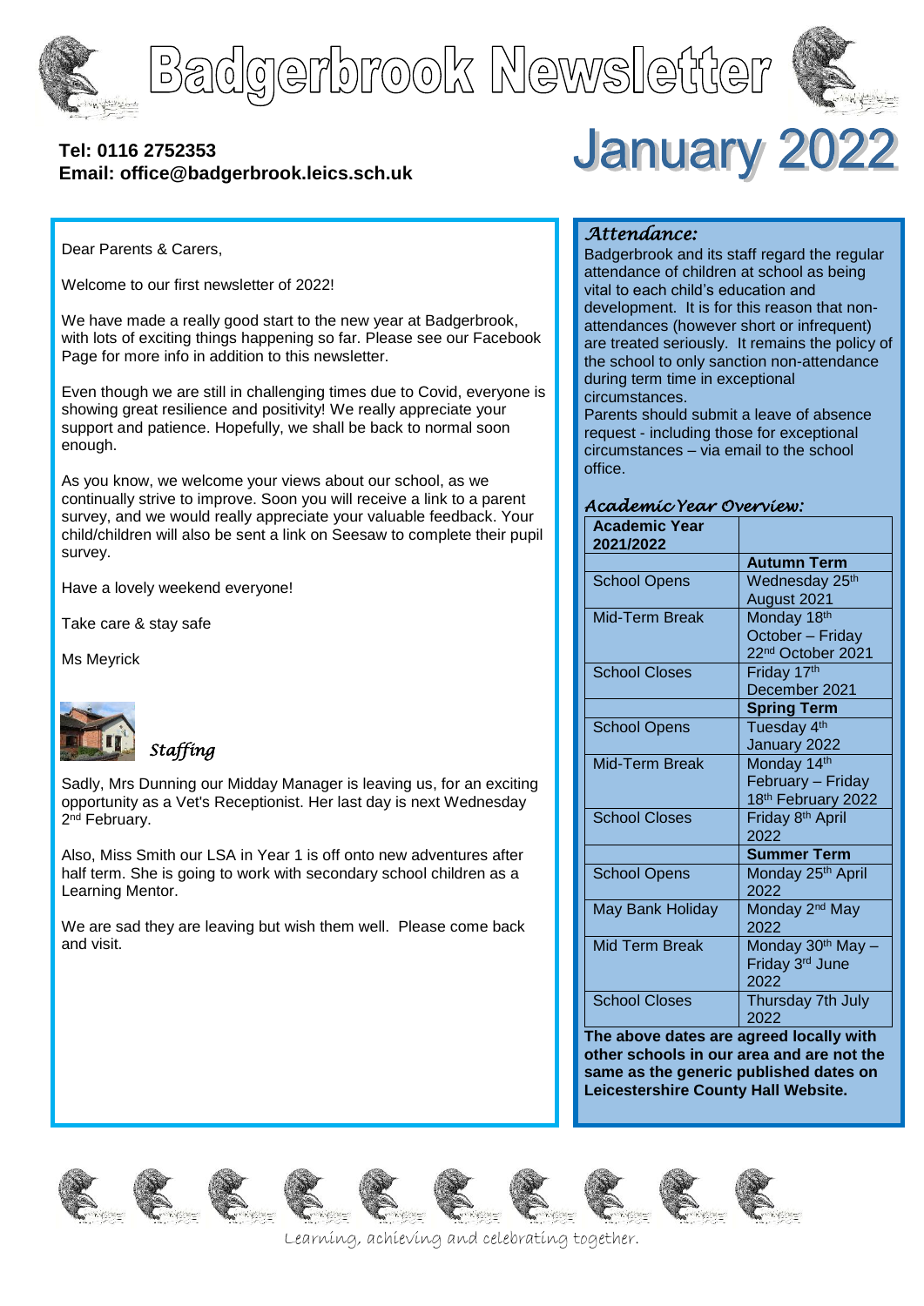# Badgerbrook Newsletter

**Tel: 0116 2752353**
**Email: office@badgerbrook.leics.sch.uk**

# January 2022

Dear Parents & Carers,

Welcome to our first newsletter of 2022!

We have made a really good start to the new year at Badgerbrook, with lots of exciting things happening so far. Please see our Facebook Page for more info in addition to this newsletter.

Even though we are still in challenging times due to Covid, everyone is showing great resilience and positivity! We really appreciate your support and patience. Hopefully, we shall be back to normal soon enough.

As you know, we welcome your views about our school, as we continually strive to improve. Soon you will receive a link to a parent survey, and we would really appreciate your valuable feedback. Your child/children will also be sent a link on Seesaw to complete their pupil survey.

Have a lovely weekend everyone!

Take care & stay safe

Ms Meyrick

## *Staffing*

Sadly, Mrs Dunning our Midday Manager is leaving us, for an exciting opportunity as a Vet's Receptionist. Her last day is next Wednesday 2nd February.

Also, Miss Smith our LSA in Year 1 is off onto new adventures after half term. She is going to work with secondary school children as a Learning Mentor.

We are sad they are leaving but wish them well. Please come back and visit.

## *Attendance:*

Badgerbrook and its staff regard the regular attendance of children at school as being vital to each child's education and development. It is for this reason that non-attendances (however short or infrequent) are treated seriously. It remains the policy of the school to only sanction non-attendance during term time in exceptional circumstances.

Parents should submit a leave of absence request - including those for exceptional circumstances – via email to the school office.

## *Academic Year Overview:*

| **Academic Year 2021/2022** | |
|---|---|
| | **Autumn Term** |
| School Opens | Wednesday 25th August 2021 |
| Mid-Term Break | Monday 18th October – Friday 22nd October 2021 |
| School Closes | Friday 17th December 2021 |
| | **Spring Term** |
| School Opens | Tuesday 4th January 2022 |
| Mid-Term Break | Monday 14th February – Friday 18th February 2022 |
| School Closes | Friday 8th April 2022 |
| | **Summer Term** |
| School Opens | Monday 25th April 2022 |
| May Bank Holiday | Monday 2nd May 2022 |
| Mid Term Break | Monday 30th May – Friday 3rd June 2022 |
| School Closes | Thursday 7th July 2022 |

**The above dates are agreed locally with other schools in our area and are not the same as the generic published dates on Leicestershire County Hall Website.**

*Learning, achieving and celebrating together.*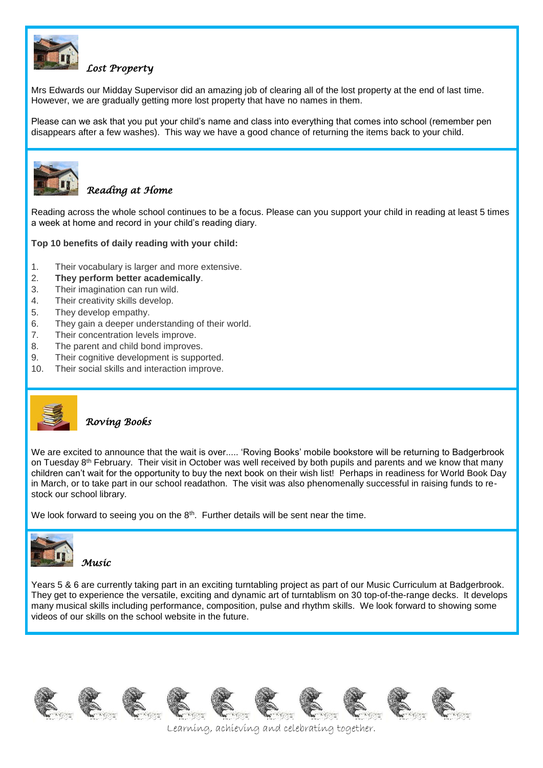## *Lost Property*

Mrs Edwards our Midday Supervisor did an amazing job of clearing all of the lost property at the end of last time. However, we are gradually getting more lost property that have no names in them.

Please can we ask that you put your child's name and class into everything that comes into school (remember pen disappears after a few washes). This way we have a good chance of returning the items back to your child.

## *Reading at Home*

Reading across the whole school continues to be a focus. Please can you support your child in reading at least 5 times a week at home and record in your child's reading diary.

**Top 10 benefits of daily reading with your child:**

1. Their vocabulary is larger and more extensive.
2. **They perform better academically**.
3. Their imagination can run wild.
4. Their creativity skills develop.
5. They develop empathy.
6. They gain a deeper understanding of their world.
7. Their concentration levels improve.
8. The parent and child bond improves.
9. Their cognitive development is supported.
10. Their social skills and interaction improve.

## *Roving Books*

We are excited to announce that the wait is over..... 'Roving Books' mobile bookstore will be returning to Badgerbrook on Tuesday 8th February. Their visit in October was well received by both pupils and parents and we know that many children can't wait for the opportunity to buy the next book on their wish list! Perhaps in readiness for World Book Day in March, or to take part in our school readathon. The visit was also phenomenally successful in raising funds to re-stock our school library.

We look forward to seeing you on the 8th. Further details will be sent near the time.

## *Music*

Years 5 & 6 are currently taking part in an exciting turntabling project as part of our Music Curriculum at Badgerbrook. They get to experience the versatile, exciting and dynamic art of turntablism on 30 top-of-the-range decks. It develops many musical skills including performance, composition, pulse and rhythm skills. We look forward to showing some videos of our skills on the school website in the future.

*Learning, achieving and celebrating together.*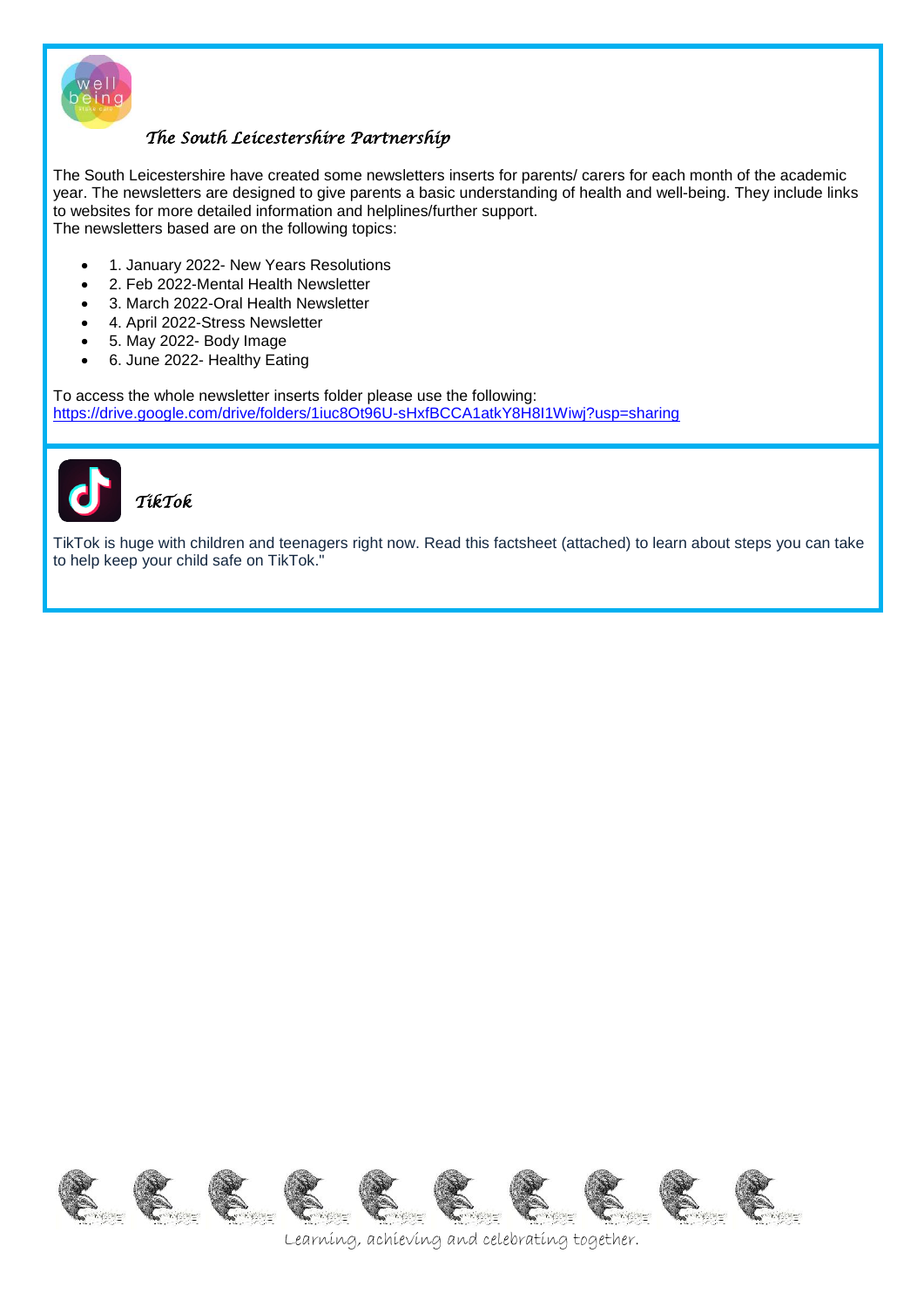## *The South Leicestershire Partnership*

The South Leicestershire have created some newsletters inserts for parents/ carers for each month of the academic year. The newsletters are designed to give parents a basic understanding of health and well-being. They include links to websites for more detailed information and helplines/further support.
The newsletters based are on the following topics:

- 1. January 2022- New Years Resolutions
- 2. Feb 2022-Mental Health Newsletter
- 3. March 2022-Oral Health Newsletter
- 4. April 2022-Stress Newsletter
- 5. May 2022- Body Image
- 6. June 2022- Healthy Eating

To access the whole newsletter inserts folder please use the following:
https://drive.google.com/drive/folders/1iuc8Ot96U-sHxfBCCA1atkY8H8I1Wiwj?usp=sharing

## *TikTok*

TikTok is huge with children and teenagers right now. Read this factsheet (attached) to learn about steps you can take to help keep your child safe on TikTok."

Learning, achieving and celebrating together.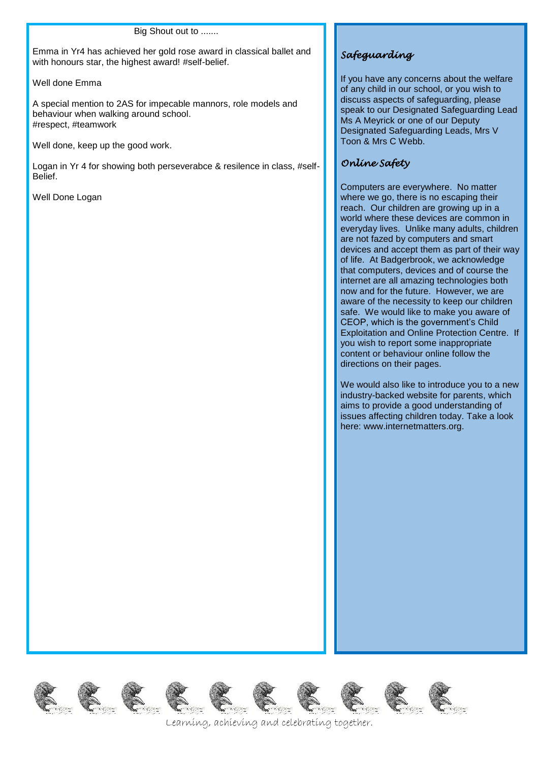Big Shout out to .......

Emma in Yr4 has achieved her gold rose award in classical ballet and with honours star, the highest award! #self-belief.

Well done Emma

A special mention to 2AS for impecable mannors, role models and behaviour when walking around school. #respect, #teamwork

Well done, keep up the good work.

Logan in Yr 4 for showing both perseverabce & resilence in class, #self-Belief.

Well Done Logan

## *Safeguarding*

If you have any concerns about the welfare of any child in our school, or you wish to discuss aspects of safeguarding, please speak to our Designated Safeguarding Lead Ms A Meyrick or one of our Deputy Designated Safeguarding Leads, Mrs V Toon & Mrs C Webb.

## *Online Safety*

Computers are everywhere. No matter where we go, there is no escaping their reach. Our children are growing up in a world where these devices are common in everyday lives. Unlike many adults, children are not fazed by computers and smart devices and accept them as part of their way of life. At Badgerbrook, we acknowledge that computers, devices and of course the internet are all amazing technologies both now and for the future. However, we are aware of the necessity to keep our children safe. We would like to make you aware of CEOP, which is the government's Child Exploitation and Online Protection Centre. If you wish to report some inappropriate content or behaviour online follow the directions on their pages.

We would also like to introduce you to a new industry-backed website for parents, which aims to provide a good understanding of issues affecting children today. Take a look here: www.internetmatters.org.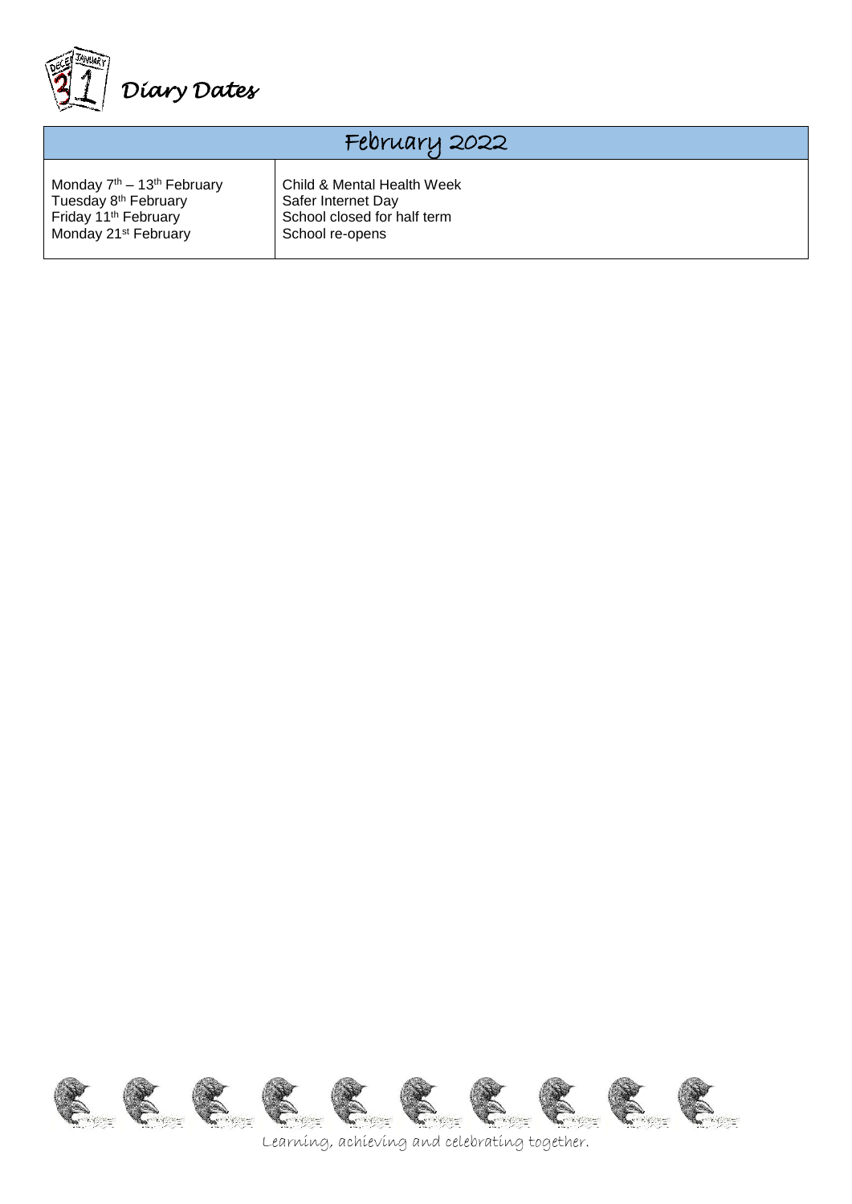# *Diary Dates*

| February 2022 | |
|---|---|
| Monday 7th – 13th February | Child & Mental Health Week |
| Tuesday 8th February | Safer Internet Day |
| Friday 11th February | School closed for half term |
| Monday 21st February | School re-opens |

Learning, achieving and celebrating together.